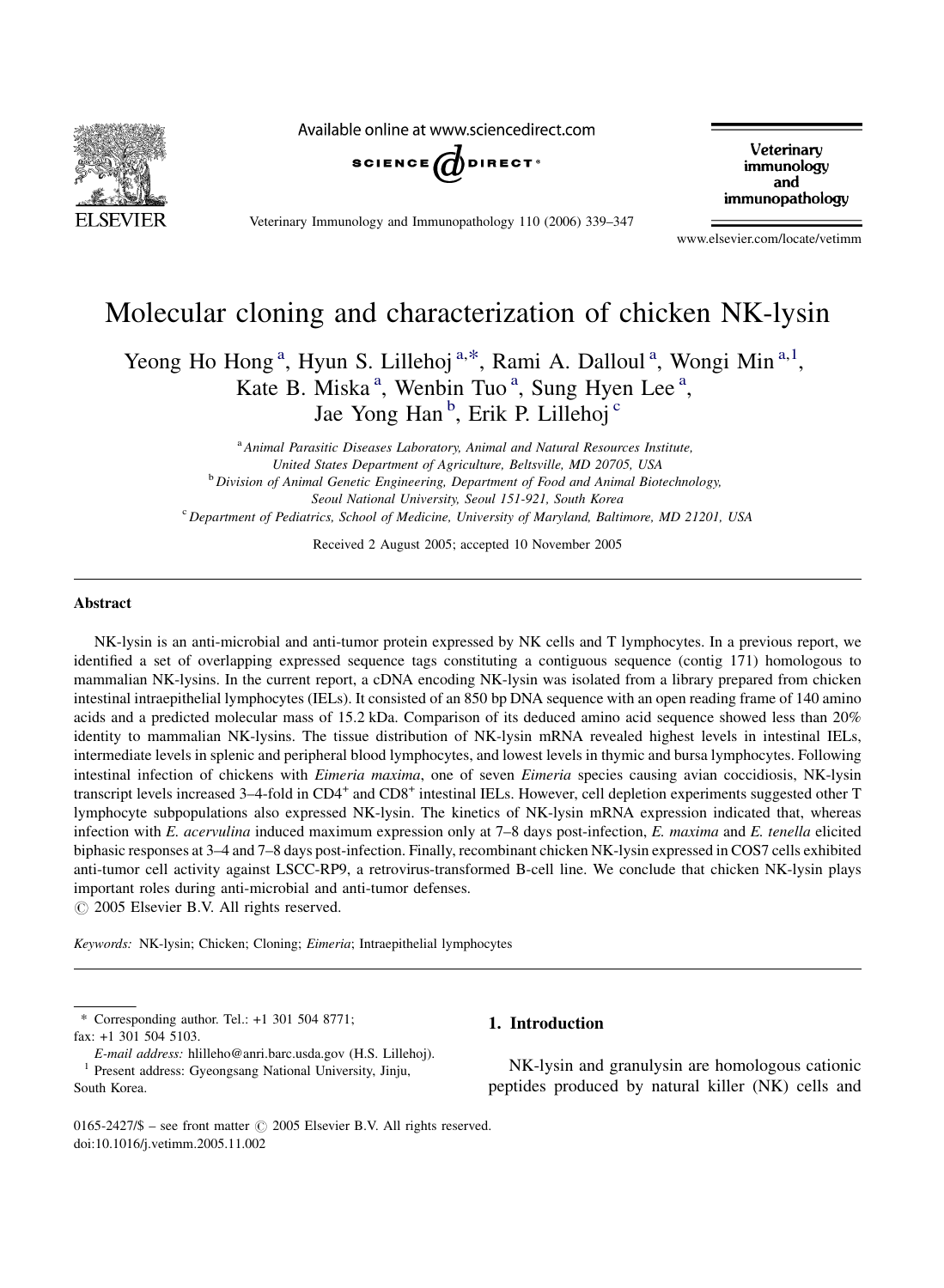# Molecular cloning and characterization of chicken NK-lysin

Yeong Ho Hong [a], Hyun S. Lillehoj [a,*], Rami A. Dalloul [a], Wongi Min [a,1], Kate B. Miska [a], Wenbin Tuo [a], Sung Hyen Lee [a], Jae Yong Han [b], Erik P. Lillehoj [c]

[a] Animal Parasitic Diseases Laboratory, Animal and Natural Resources Institute, United States Department of Agriculture, Beltsville, MD 20705, USA

[b] Division of Animal Genetic Engineering, Department of Food and Animal Biotechnology, Seoul National University, Seoul 151-921, South Korea

[c] Department of Pediatrics, School of Medicine, University of Maryland, Baltimore, MD 21201, USA

Received 2 August 2005; accepted 10 November 2005

## Abstract

NK-lysin is an anti-microbial and anti-tumor protein expressed by NK cells and T lymphocytes. In a previous report, we identified a set of overlapping expressed sequence tags constituting a contiguous sequence (contig 171) homologous to mammalian NK-lysins. In the current report, a cDNA encoding NK-lysin was isolated from a library prepared from chicken intestinal intraepithelial lymphocytes (IELs). It consisted of an 850 bp DNA sequence with an open reading frame of 140 amino acids and a predicted molecular mass of 15.2 kDa. Comparison of its deduced amino acid sequence showed less than 20% identity to mammalian NK-lysins. The tissue distribution of NK-lysin mRNA revealed highest levels in intestinal IELs, intermediate levels in splenic and peripheral blood lymphocytes, and lowest levels in thymic and bursa lymphocytes. Following intestinal infection of chickens with *Eimeria maxima*, one of seven *Eimeria* species causing avian coccidiosis, NK-lysin transcript levels increased 3–4-fold in $CD4^+$ and $CD8^+$ intestinal IELs. However, cell depletion experiments suggested other T lymphocyte subpopulations also expressed NK-lysin. The kinetics of NK-lysin mRNA expression indicated that, whereas infection with *E. acervulina* induced maximum expression only at 7–8 days post-infection, *E. maxima* and *E. tenella* elicited biphasic responses at 3–4 and 7–8 days post-infection. Finally, recombinant chicken NK-lysin expressed in COS7 cells exhibited anti-tumor cell activity against LSCC-RP9, a retrovirus-transformed B-cell line. We conclude that chicken NK-lysin plays important roles during anti-microbial and anti-tumor defenses.

© 2005 Elsevier B.V. All rights reserved.

*Keywords:* NK-lysin; Chicken; Cloning; *Eimeria*; Intraepithelial lymphocytes

## 1. Introduction

NK-lysin and granulysin are homologous cationic peptides produced by natural killer (NK) cells and

---

* Corresponding author. Tel.: +1 301 504 8771; fax: +1 301 504 5103.
*E-mail address:* hlilleho@anri.barc.usda.gov (H.S. Lillehoj).

[1] Present address: Gyeongsang National University, Jinju, South Korea.

0165-2427/$ – see front matter © 2005 Elsevier B.V. All rights reserved.
doi:10.1016/j.vetimm.2005.11.002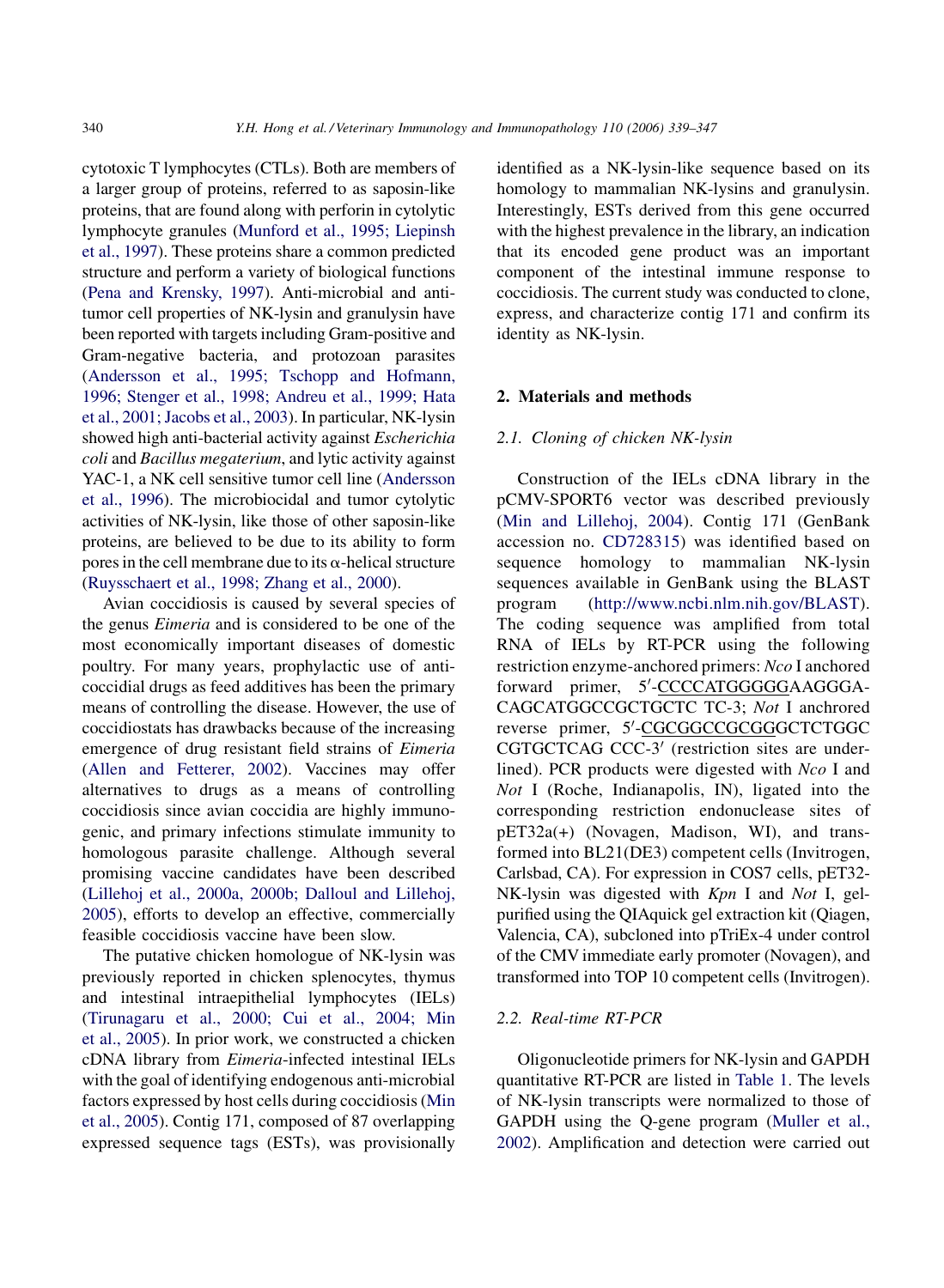cytotoxic T lymphocytes (CTLs). Both are members of a larger group of proteins, referred to as saposin-like proteins, that are found along with perforin in cytolytic lymphocyte granules (Munford et al., 1995; Liepinsh et al., 1997). These proteins share a common predicted structure and perform a variety of biological functions (Pena and Krensky, 1997). Anti-microbial and anti-tumor cell properties of NK-lysin and granulysin have been reported with targets including Gram-positive and Gram-negative bacteria, and protozoan parasites (Andersson et al., 1995; Tschopp and Hofmann, 1996; Stenger et al., 1998; Andreu et al., 1999; Hata et al., 2001; Jacobs et al., 2003). In particular, NK-lysin showed high anti-bacterial activity against *Escherichia coli* and *Bacillus megaterium*, and lytic activity against YAC-1, a NK cell sensitive tumor cell line (Andersson et al., 1996). The microbiocidal and tumor cytolytic activities of NK-lysin, like those of other saposin-like proteins, are believed to be due to its ability to form pores in the cell membrane due to its $\alpha$-helical structure (Ruysschaert et al., 1998; Zhang et al., 2000).

Avian coccidiosis is caused by several species of the genus *Eimeria* and is considered to be one of the most economically important diseases of domestic poultry. For many years, prophylactic use of anti-coccidial drugs as feed additives has been the primary means of controlling the disease. However, the use of coccidiostats has drawbacks because of the increasing emergence of drug resistant field strains of *Eimeria* (Allen and Fetterer, 2002). Vaccines may offer alternatives to drugs as a means of controlling coccidiosis since avian coccidia are highly immunogenic, and primary infections stimulate immunity to homologous parasite challenge. Although several promising vaccine candidates have been described (Lillehoj et al., 2000a, 2000b; Dalloul and Lillehoj, 2005), efforts to develop an effective, commercially feasible coccidiosis vaccine have been slow.

The putative chicken homologue of NK-lysin was previously reported in chicken splenocytes, thymus and intestinal intraepithelial lymphocytes (IELs) (Tirunagaru et al., 2000; Cui et al., 2004; Min et al., 2005). In prior work, we constructed a chicken cDNA library from *Eimeria*-infected intestinal IELs with the goal of identifying endogenous anti-microbial factors expressed by host cells during coccidiosis (Min et al., 2005). Contig 171, composed of 87 overlapping expressed sequence tags (ESTs), was provisionally identified as a NK-lysin-like sequence based on its homology to mammalian NK-lysins and granulysin. Interestingly, ESTs derived from this gene occurred with the highest prevalence in the library, an indication that its encoded gene product was an important component of the intestinal immune response to coccidiosis. The current study was conducted to clone, express, and characterize contig 171 and confirm its identity as NK-lysin.

## 2. Materials and methods

### 2.1. Cloning of chicken NK-lysin

Construction of the IELs cDNA library in the pCMV-SPORT6 vector was described previously (Min and Lillehoj, 2004). Contig 171 (GenBank accession no. CD728315) was identified based on sequence homology to mammalian NK-lysin sequences available in GenBank using the BLAST program (http://www.ncbi.nlm.nih.gov/BLAST). The coding sequence was amplified from total RNA of IELs by RT-PCR using the following restriction enzyme-anchored primers: *Nco* I anchored forward primer, 5′-CCCCATGGGGGAAGGGA-CAGCATGGCCGCTGCTC TC-3; *Not* I anchroed reverse primer, 5′-CGCGGCCGCGGGCTCTGGC CGTGCTCAG CCC-3′ (restriction sites are underlined). PCR products were digested with *Nco* I and *Not* I (Roche, Indianapolis, IN), ligated into the corresponding restriction endonuclease sites of pET32a(+) (Novagen, Madison, WI), and transformed into BL21(DE3) competent cells (Invitrogen, Carlsbad, CA). For expression in COS7 cells, pET32-NK-lysin was digested with *Kpn* I and *Not* I, gel-purified using the QIAquick gel extraction kit (Qiagen, Valencia, CA), subcloned into pTriEx-4 under control of the CMV immediate early promoter (Novagen), and transformed into TOP 10 competent cells (Invitrogen).

### 2.2. Real-time RT-PCR

Oligonucleotide primers for NK-lysin and GAPDH quantitative RT-PCR are listed in Table 1. The levels of NK-lysin transcripts were normalized to those of GAPDH using the Q-gene program (Muller et al., 2002). Amplification and detection were carried out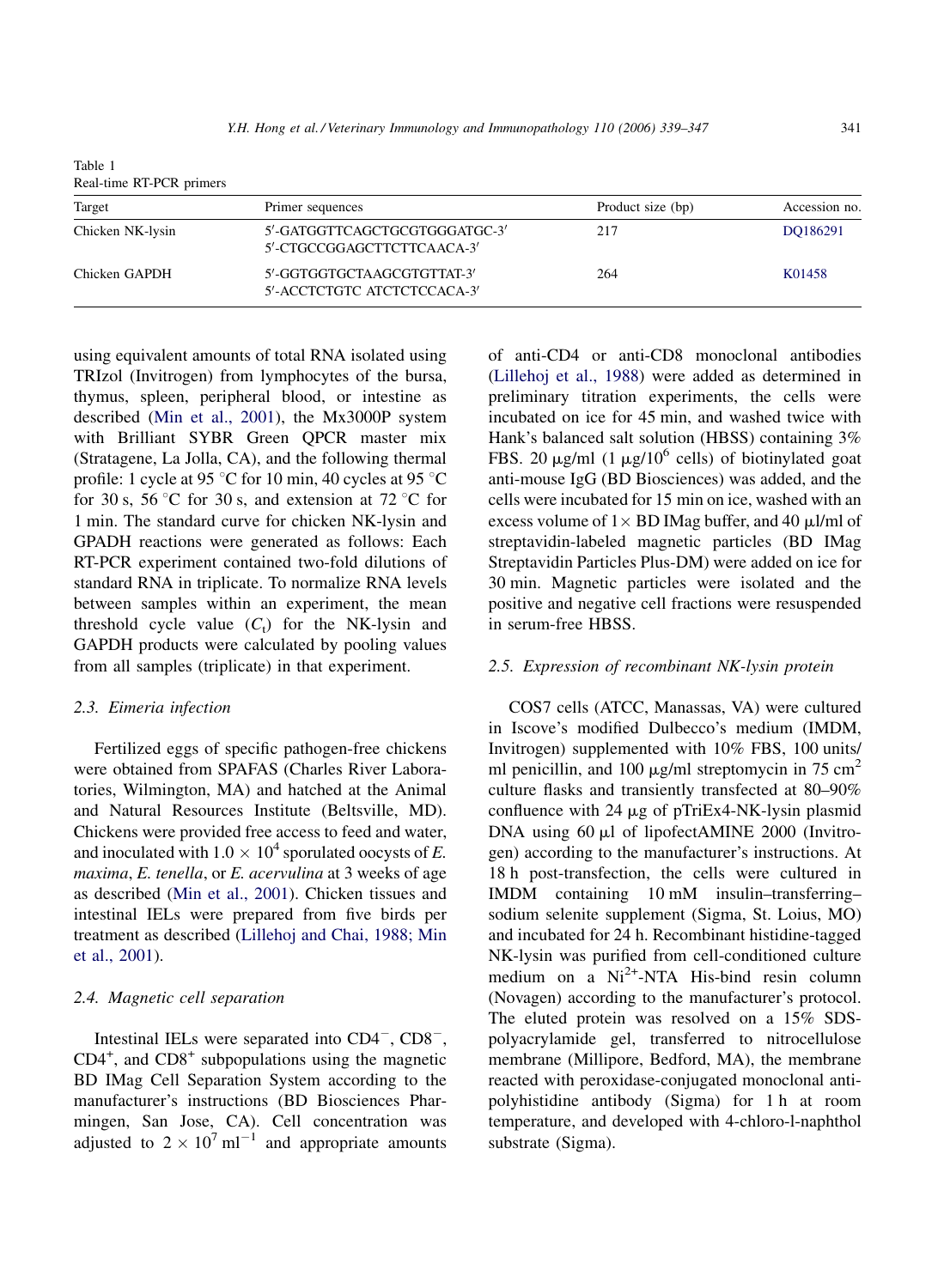Table 1
Real-time RT-PCR primers

| Target | Primer sequences | Product size (bp) | Accession no. |
|---|---|---|---|
| Chicken NK-lysin | 5′-GATGGTTCAGCTGCGTGGGATGC-3′<br>5′-CTGCCGGAGCTTCTTCAACA-3′ | 217 | DQ186291 |
| Chicken GAPDH | 5′-GGTGGTGCTAAGCGTGTTAT-3′<br>5′-ACCTCTGTC ATCTCTCCACA-3′ | 264 | K01458 |

using equivalent amounts of total RNA isolated using TRIzol (Invitrogen) from lymphocytes of the bursa, thymus, spleen, peripheral blood, or intestine as described (Min et al., 2001), the Mx3000P system with Brilliant SYBR Green QPCR master mix (Stratagene, La Jolla, CA), and the following thermal profile: 1 cycle at 95 °C for 10 min, 40 cycles at 95 °C for 30 s, 56 °C for 30 s, and extension at 72 °C for 1 min. The standard curve for chicken NK-lysin and GPADH reactions were generated as follows: Each RT-PCR experiment contained two-fold dilutions of standard RNA in triplicate. To normalize RNA levels between samples within an experiment, the mean threshold cycle value ($C_t$) for the NK-lysin and GAPDH products were calculated by pooling values from all samples (triplicate) in that experiment.

### 2.3. Eimeria infection

Fertilized eggs of specific pathogen-free chickens were obtained from SPAFAS (Charles River Laboratories, Wilmington, MA) and hatched at the Animal and Natural Resources Institute (Beltsville, MD). Chickens were provided free access to feed and water, and inoculated with $1.0 \times 10^4$ sporulated oocysts of *E. maxima*, *E. tenella*, or *E. acervulina* at 3 weeks of age as described (Min et al., 2001). Chicken tissues and intestinal IELs were prepared from five birds per treatment as described (Lillehoj and Chai, 1988; Min et al., 2001).

### 2.4. Magnetic cell separation

Intestinal IELs were separated into $CD4^-$, $CD8^-$, $CD4^+$, and $CD8^+$ subpopulations using the magnetic BD IMag Cell Separation System according to the manufacturer's instructions (BD Biosciences Pharmingen, San Jose, CA). Cell concentration was adjusted to $2 \times 10^7\ ml^{-1}$ and appropriate amounts of anti-CD4 or anti-CD8 monoclonal antibodies (Lillehoj et al., 1988) were added as determined in preliminary titration experiments, the cells were incubated on ice for 45 min, and washed twice with Hank's balanced salt solution (HBSS) containing 3% FBS. 20 μg/ml (1 μg/$10^6$ cells) of biotinylated goat anti-mouse IgG (BD Biosciences) was added, and the cells were incubated for 15 min on ice, washed with an excess volume of 1× BD IMag buffer, and 40 μl/ml of streptavidin-labeled magnetic particles (BD IMag Streptavidin Particles Plus-DM) were added on ice for 30 min. Magnetic particles were isolated and the positive and negative cell fractions were resuspended in serum-free HBSS.

### 2.5. Expression of recombinant NK-lysin protein

COS7 cells (ATCC, Manassas, VA) were cultured in Iscove's modified Dulbecco's medium (IMDM, Invitrogen) supplemented with 10% FBS, 100 units/ml penicillin, and 100 μg/ml streptomycin in 75 $cm^2$ culture flasks and transiently transfected at 80–90% confluence with 24 μg of pTriEx4-NK-lysin plasmid DNA using 60 μl of lipofectAMINE 2000 (Invitrogen) according to the manufacturer's instructions. At 18 h post-transfection, the cells were cultured in IMDM containing 10 mM insulin–transferring–sodium selenite supplement (Sigma, St. Loius, MO) and incubated for 24 h. Recombinant histidine-tagged NK-lysin was purified from cell-conditioned culture medium on a $Ni^{2+}$-NTA His-bind resin column (Novagen) according to the manufacturer's protocol. The eluted protein was resolved on a 15% SDS-polyacrylamide gel, transferred to nitrocellulose membrane (Millipore, Bedford, MA), the membrane reacted with peroxidase-conjugated monoclonal anti-polyhistidine antibody (Sigma) for 1 h at room temperature, and developed with 4-chloro-l-naphthol substrate (Sigma).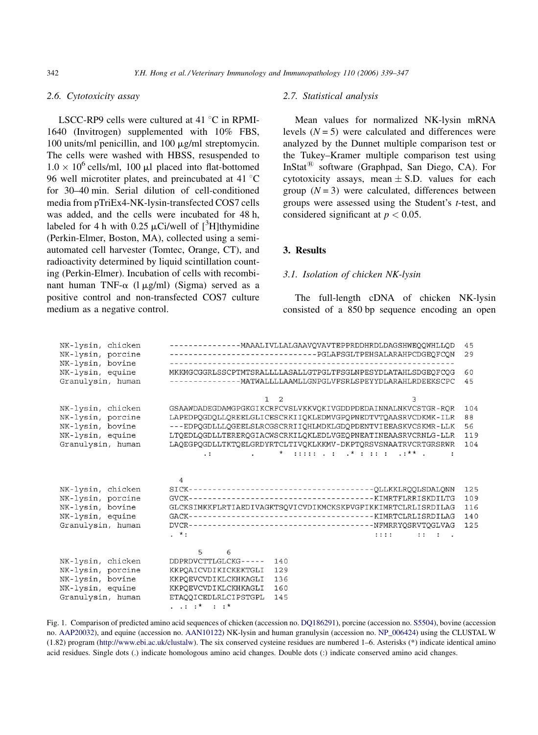### 2.6. Cytotoxicity assay

LSCC-RP9 cells were cultured at 41 °C in RPMI-1640 (Invitrogen) supplemented with 10% FBS, 100 units/ml penicillin, and 100 μg/ml streptomycin. The cells were washed with HBSS, resuspended to $1.0 \times 10^6$ cells/ml, 100 μl placed into flat-bottomed 96 well microtiter plates, and preincubated at 41 °C for 30–40 min. Serial dilution of cell-conditioned media from pTriEx4-NK-lysin-transfected COS7 cells was added, and the cells were incubated for 48 h, labeled for 4 h with 0.25 μCi/well of [$^3$H]thymidine (Perkin-Elmer, Boston, MA), collected using a semi-automated cell harvester (Tomtec, Orange, CT), and radioactivity determined by liquid scintillation counting (Perkin-Elmer). Incubation of cells with recombinant human TNF-α (l μg/ml) (Sigma) served as a positive control and non-transfected COS7 culture medium as a negative control.

### 2.7. Statistical analysis

Mean values for normalized NK-lysin mRNA levels ($N = 5$) were calculated and differences were analyzed by the Dunnet multiple comparison test or the Tukey–Kramer multiple comparison test using InStat® software (Graphpad, San Diego, CA). For cytotoxicity assays, mean ± S.D. values for each group ($N = 3$) were calculated, differences between groups were assessed using the Student's $t$-test, and considered significant at $p < 0.05$.

## 3. Results

### 3.1. Isolation of chicken NK-lysin

The full-length cDNA of chicken NK-lysin consisted of a 850 bp sequence encoding an open

```
NK-lysin, chicken    ---------------MAAALIVLLALGAAVQVAVTEPPRDDHRDLDAGSHWEQQWHLLQD  45
NK-lysin, porcine    ------------------------------PGLAFSGLTPEHSALARAHPCDGEQFCQN  29
NK-lysin, bovine     -----------------------------------------------------------
NK-lysin, equine     MKKMGCGGRLSSCPTMTSRALLLLASALLGTPGLTFSGLNPESYDLATAHLSDGEQFCQG  60
Granulysin, human    ---------------MATWALLLLAAMLLGNPGLVFSRLSPEYYDLARAHLRDEEKSCPC  45

                                          1  2                                3
NK-lysin, chicken    GSAAWDADEGDAMGPGKGIKCRFCVSLVKKVQKIVGDDPDEDAINNALNKVCSTGR-RQR  104
NK-lysin, porcine    LAPEDPQGDQLLQREELGLICESCRKIIQKLEDMVGPQPNEDTVTQAASRVCDKMK-ILR  88
NK-lysin, bovine     ---EDPQGDLLLQGEELSLRCGSCRRIIQHLMDKLGDQPDENTVIEEASKVCSKMR-LLK  56
NK-lysin, equine     LTQEDLQGDLLTERERQGIACWSCRKILQKLEDLVGEQPNEATINEAASRVCRNLG-LLR  119
Granulysin, human    LAQEGPQGDLLTKTQELGRDYRTCLTIVQKLKKMV-DKPTQRSVSNAATRVCRTGRSRWR  104
                          .:        .      *  ::::: . :   .* : :: :  .:** .      :

                     4
NK-lysin, chicken    SICK--------------------------------------QLLKKLRQQLSDALQNN  125
NK-lysin, porcine    GVCK--------------------------------------KIMRTFLRRISKDILTG  109
NK-lysin, bovine     GLCKSIMKKFLRTIAEDIVAGKTSQVICVDIKMCKSKPVGFIKKIMRTCLRLISRDILAG  116
NK-lysin, equine     GACK--------------------------------------KIMRTCLRLISRDILAG  140
Granulysin, human    DVCR--------------------------------------NFMRRYQSRVTQGLVAG  125
                     . *:                                      ::::     ::  :  .

                         5    6
NK-lysin, chicken    DDPRDVCTTLGLCKG-----  140
NK-lysin, porcine    KKPQAICVDIKICKEKTGLI  129
NK-lysin, bovine     KKPQEVCVDIKLCKHKAGLI  136
NK-lysin, equine     KKPQEVCVDIKLCKHKAGLI  160
Granulysin, human    ETAQQICEDLRLCIPSTGPL  145
                     . .: :*  : :*
```

Fig. 1. Comparison of predicted amino acid sequences of chicken (accession no. DQ186291), porcine (accession no. S5504), bovine (accession no. AAP20032), and equine (accession no. AAN10122) NK-lysin and human granulysin (accession no. NP_006424) using the CLUSTAL W (1.82) program (http://www.ebi.ac.uk/clustalw). The six conserved cysteine residues are numbered 1–6. Asterisks (*) indicate identical amino acid residues. Single dots (.) indicate homologous amino acid changes. Double dots (:) indicate conserved amino acid changes.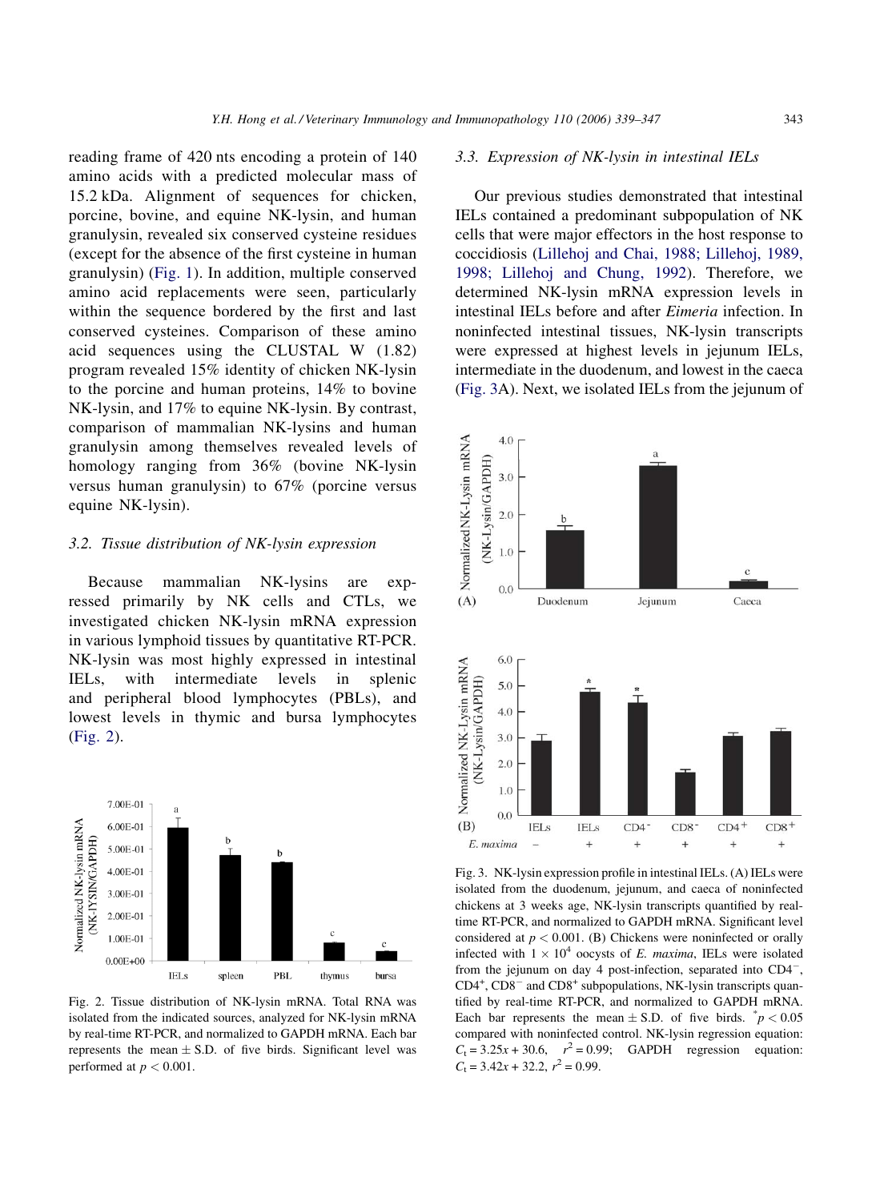reading frame of 420 nts encoding a protein of 140 amino acids with a predicted molecular mass of 15.2 kDa. Alignment of sequences for chicken, porcine, bovine, and equine NK-lysin, and human granulysin, revealed six conserved cysteine residues (except for the absence of the first cysteine in human granulysin) (Fig. 1). In addition, multiple conserved amino acid replacements were seen, particularly within the sequence bordered by the first and last conserved cysteines. Comparison of these amino acid sequences using the CLUSTAL W (1.82) program revealed 15% identity of chicken NK-lysin to the porcine and human proteins, 14% to bovine NK-lysin, and 17% to equine NK-lysin. By contrast, comparison of mammalian NK-lysins and human granulysin among themselves revealed levels of homology ranging from 36% (bovine NK-lysin versus human granulysin) to 67% (porcine versus equine NK-lysin).

### 3.2. Tissue distribution of NK-lysin expression

Because mammalian NK-lysins are expressed primarily by NK cells and CTLs, we investigated chicken NK-lysin mRNA expression in various lymphoid tissues by quantitative RT-PCR. NK-lysin was most highly expressed in intestinal IELs, with intermediate levels in splenic and peripheral blood lymphocytes (PBLs), and lowest levels in thymic and bursa lymphocytes (Fig. 2).

Fig. 2. Tissue distribution of NK-lysin mRNA. Total RNA was isolated from the indicated sources, analyzed for NK-lysin mRNA by real-time RT-PCR, and normalized to GAPDH mRNA. Each bar represents the mean ± S.D. of five birds. Significant level was performed at $p < 0.001$.

### 3.3. Expression of NK-lysin in intestinal IELs

Our previous studies demonstrated that intestinal IELs contained a predominant subpopulation of NK cells that were major effectors in the host response to coccidiosis (Lillehoj and Chai, 1988; Lillehoj, 1989, 1998; Lillehoj and Chung, 1992). Therefore, we determined NK-lysin mRNA expression levels in intestinal IELs before and after *Eimeria* infection. In noninfected intestinal tissues, NK-lysin transcripts were expressed at highest levels in jejunum IELs, intermediate in the duodenum, and lowest in the caeca (Fig. 3A). Next, we isolated IELs from the jejunum of

Fig. 3. NK-lysin expression profile in intestinal IELs. (A) IELs were isolated from the duodenum, jejunum, and caeca of noninfected chickens at 3 weeks age, NK-lysin transcripts quantified by real-time RT-PCR, and normalized to GAPDH mRNA. Significant level considered at $p < 0.001$. (B) Chickens were noninfected or orally infected with $1 \times 10^4$ oocysts of *E. maxima*, IELs were isolated from the jejunum on day 4 post-infection, separated into $CD4^-$, $CD4^+$, $CD8^-$ and $CD8^+$ subpopulations, NK-lysin transcripts quantified by real-time RT-PCR, and normalized to GAPDH mRNA. Each bar represents the mean ± S.D. of five birds. $^*p < 0.05$ compared with noninfected control. NK-lysin regression equation: $C_t = 3.25x + 30.6$, $r^2 = 0.99$; GAPDH regression equation: $C_t = 3.42x + 32.2$, $r^2 = 0.99$.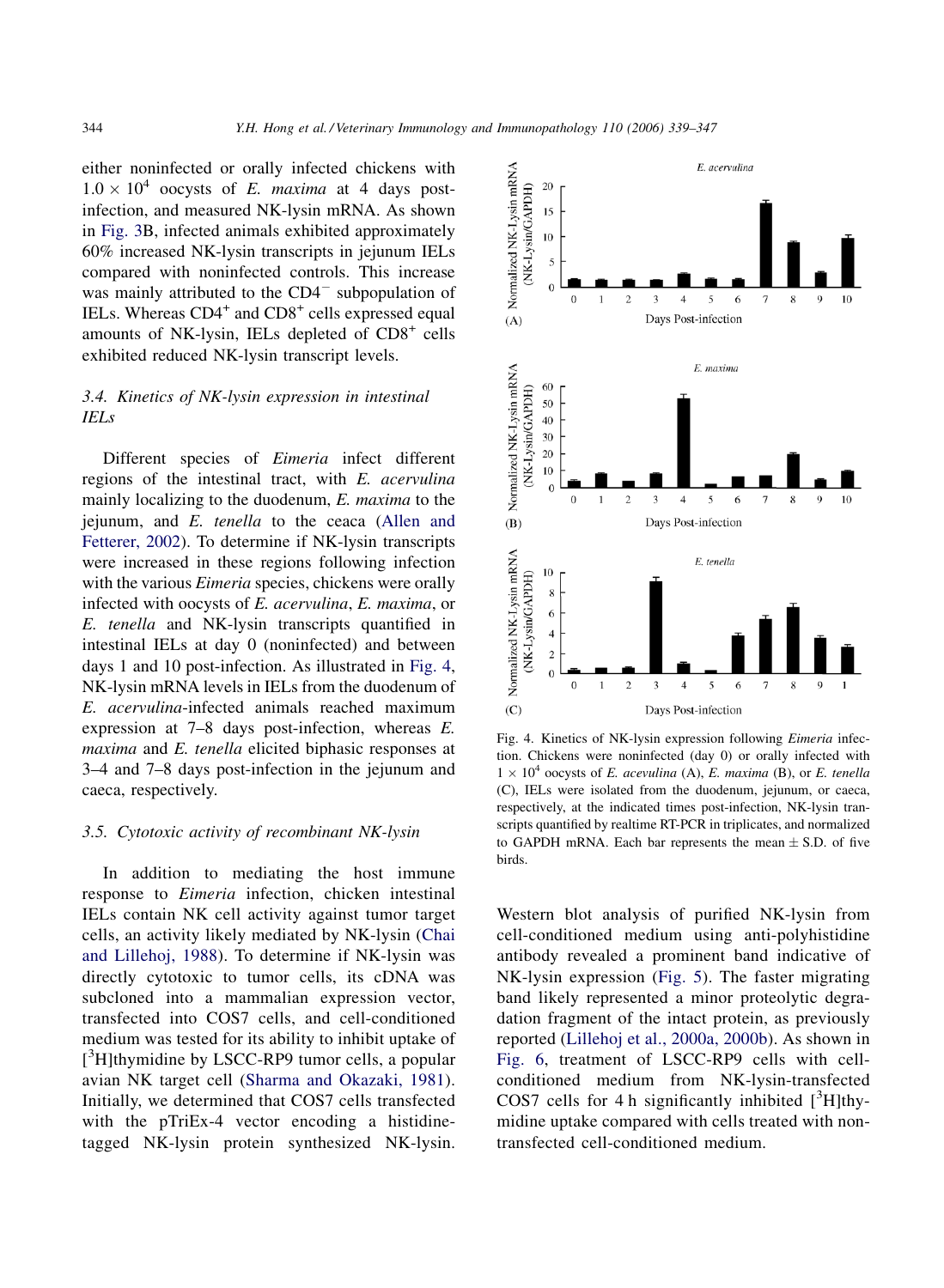either noninfected or orally infected chickens with $1.0 \times 10^4$ oocysts of *E. maxima* at 4 days post-infection, and measured NK-lysin mRNA. As shown in Fig. 3B, infected animals exhibited approximately 60% increased NK-lysin transcripts in jejunum IELs compared with noninfected controls. This increase was mainly attributed to the $CD4^-$ subpopulation of IELs. Whereas $CD4^+$ and $CD8^+$ cells expressed equal amounts of NK-lysin, IELs depleted of $CD8^+$ cells exhibited reduced NK-lysin transcript levels.

### 3.4. Kinetics of NK-lysin expression in intestinal IELs

Different species of *Eimeria* infect different regions of the intestinal tract, with *E. acervulina* mainly localizing to the duodenum, *E. maxima* to the jejunum, and *E. tenella* to the ceaca (Allen and Fetterer, 2002). To determine if NK-lysin transcripts were increased in these regions following infection with the various *Eimeria* species, chickens were orally infected with oocysts of *E. acervulina*, *E. maxima*, or *E. tenella* and NK-lysin transcripts quantified in intestinal IELs at day 0 (noninfected) and between days 1 and 10 post-infection. As illustrated in Fig. 4, NK-lysin mRNA levels in IELs from the duodenum of *E. acervulina*-infected animals reached maximum expression at 7–8 days post-infection, whereas *E. maxima* and *E. tenella* elicited biphasic responses at 3–4 and 7–8 days post-infection in the jejunum and caeca, respectively.

Fig. 4. Kinetics of NK-lysin expression following *Eimeria* infection. Chickens were noninfected (day 0) or orally infected with $1 \times 10^4$ oocysts of *E. acevulina* (A), *E. maxima* (B), or *E. tenella* (C), IELs were isolated from the duodenum, jejunum, or caeca, respectively, at the indicated times post-infection, NK-lysin transcripts quantified by realtime RT-PCR in triplicates, and normalized to GAPDH mRNA. Each bar represents the mean ± S.D. of five birds.

### 3.5. Cytotoxic activity of recombinant NK-lysin

In addition to mediating the host immune response to *Eimeria* infection, chicken intestinal IELs contain NK cell activity against tumor target cells, an activity likely mediated by NK-lysin (Chai and Lillehoj, 1988). To determine if NK-lysin was directly cytotoxic to tumor cells, its cDNA was subcloned into a mammalian expression vector, transfected into COS7 cells, and cell-conditioned medium was tested for its ability to inhibit uptake of [$^3$H]thymidine by LSCC-RP9 tumor cells, a popular avian NK target cell (Sharma and Okazaki, 1981). Initially, we determined that COS7 cells transfected with the pTriEx-4 vector encoding a histidine-tagged NK-lysin protein synthesized NK-lysin. Western blot analysis of purified NK-lysin from cell-conditioned medium using anti-polyhistidine antibody revealed a prominent band indicative of NK-lysin expression (Fig. 5). The faster migrating band likely represented a minor proteolytic degradation fragment of the intact protein, as previously reported (Lillehoj et al., 2000a, 2000b). As shown in Fig. 6, treatment of LSCC-RP9 cells with cell-conditioned medium from NK-lysin-transfected COS7 cells for 4 h significantly inhibited [$^3$H]thymidine uptake compared with cells treated with non-transfected cell-conditioned medium.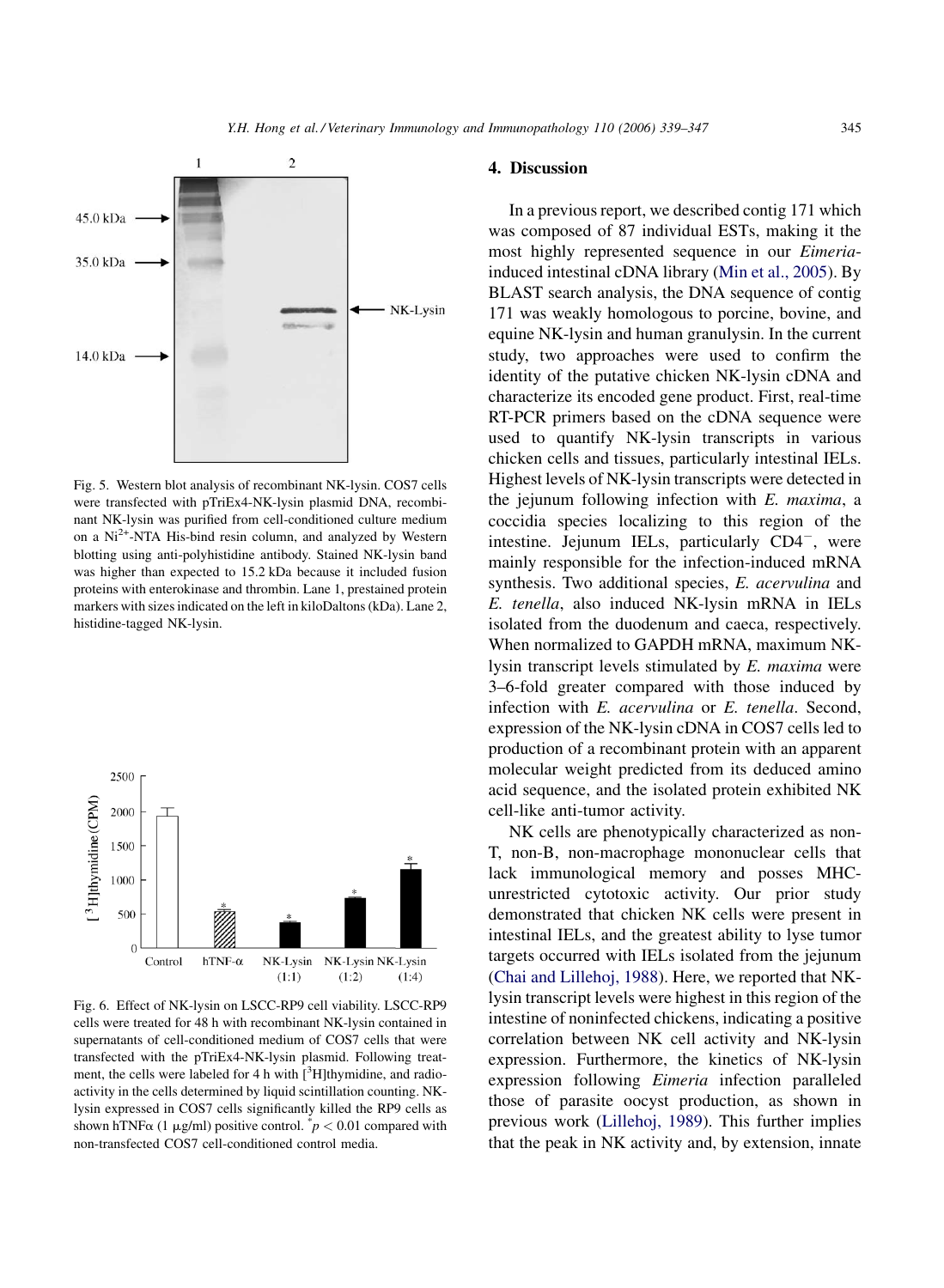Fig. 5. Western blot analysis of recombinant NK-lysin. COS7 cells were transfected with pTriEx4-NK-lysin plasmid DNA, recombinant NK-lysin was purified from cell-conditioned culture medium on a $Ni^{2+}$-NTA His-bind resin column, and analyzed by Western blotting using anti-polyhistidine antibody. Stained NK-lysin band was higher than expected to 15.2 kDa because it included fusion proteins with enterokinase and thrombin. Lane 1, prestained protein markers with sizes indicated on the left in kiloDaltons (kDa). Lane 2, histidine-tagged NK-lysin.

Fig. 6. Effect of NK-lysin on LSCC-RP9 cell viability. LSCC-RP9 cells were treated for 48 h with recombinant NK-lysin contained in supernatants of cell-conditioned medium of COS7 cells that were transfected with the pTriEx4-NK-lysin plasmid. Following treatment, the cells were labeled for 4 h with [$^{3}$H]thymidine, and radioactivity in the cells determined by liquid scintillation counting. NK-lysin expressed in COS7 cells significantly killed the RP9 cells as shown hTNFα (1 μg/ml) positive control. $^{*}p < 0.01$ compared with non-transfected COS7 cell-conditioned control media.

## 4. Discussion

In a previous report, we described contig 171 which was composed of 87 individual ESTs, making it the most highly represented sequence in our *Eimeria*-induced intestinal cDNA library (Min et al., 2005). By BLAST search analysis, the DNA sequence of contig 171 was weakly homologous to porcine, bovine, and equine NK-lysin and human granulysin. In the current study, two approaches were used to confirm the identity of the putative chicken NK-lysin cDNA and characterize its encoded gene product. First, real-time RT-PCR primers based on the cDNA sequence were used to quantify NK-lysin transcripts in various chicken cells and tissues, particularly intestinal IELs. Highest levels of NK-lysin transcripts were detected in the jejunum following infection with *E. maxima*, a coccidia species localizing to this region of the intestine. Jejunum IELs, particularly $CD4^{-}$, were mainly responsible for the infection-induced mRNA synthesis. Two additional species, *E. acervulina* and *E. tenella*, also induced NK-lysin mRNA in IELs isolated from the duodenum and caeca, respectively. When normalized to GAPDH mRNA, maximum NK-lysin transcript levels stimulated by *E. maxima* were 3–6-fold greater compared with those induced by infection with *E. acervulina* or *E. tenella*. Second, expression of the NK-lysin cDNA in COS7 cells led to production of a recombinant protein with an apparent molecular weight predicted from its deduced amino acid sequence, and the isolated protein exhibited NK cell-like anti-tumor activity.

NK cells are phenotypically characterized as non-T, non-B, non-macrophage mononuclear cells that lack immunological memory and posses MHC-unrestricted cytotoxic activity. Our prior study demonstrated that chicken NK cells were present in intestinal IELs, and the greatest ability to lyse tumor targets occurred with IELs isolated from the jejunum (Chai and Lillehoj, 1988). Here, we reported that NK-lysin transcript levels were highest in this region of the intestine of noninfected chickens, indicating a positive correlation between NK cell activity and NK-lysin expression. Furthermore, the kinetics of NK-lysin expression following *Eimeria* infection paralleled those of parasite oocyst production, as shown in previous work (Lillehoj, 1989). This further implies that the peak in NK activity and, by extension, innate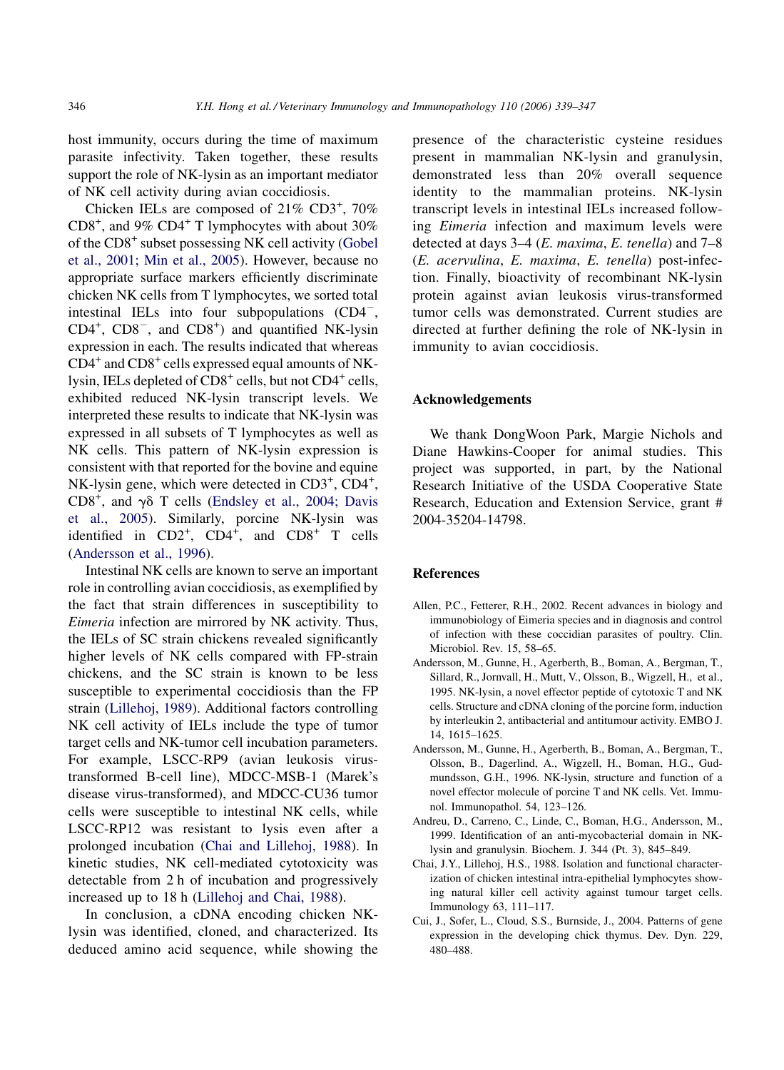host immunity, occurs during the time of maximum parasite infectivity. Taken together, these results support the role of NK-lysin as an important mediator of NK cell activity during avian coccidiosis.

Chicken IELs are composed of 21% $CD3^+$, 70% $CD8^+$, and 9% $CD4^+$ T lymphocytes with about 30% of the $CD8^+$ subset possessing NK cell activity (Gobel et al., 2001; Min et al., 2005). However, because no appropriate surface markers efficiently discriminate chicken NK cells from T lymphocytes, we sorted total intestinal IELs into four subpopulations ($CD4^-$, $CD4^+$, $CD8^-$, and $CD8^+$) and quantified NK-lysin expression in each. The results indicated that whereas $CD4^+$ and $CD8^+$ cells expressed equal amounts of NK-lysin, IELs depleted of $CD8^+$ cells, but not $CD4^+$ cells, exhibited reduced NK-lysin transcript levels. We interpreted these results to indicate that NK-lysin was expressed in all subsets of T lymphocytes as well as NK cells. This pattern of NK-lysin expression is consistent with that reported for the bovine and equine NK-lysin gene, which were detected in $CD3^+$, $CD4^+$, $CD8^+$, and $\gamma\delta$ T cells (Endsley et al., 2004; Davis et al., 2005). Similarly, porcine NK-lysin was identified in $CD2^+$, $CD4^+$, and $CD8^+$ T cells (Andersson et al., 1996).

Intestinal NK cells are known to serve an important role in controlling avian coccidiosis, as exemplified by the fact that strain differences in susceptibility to *Eimeria* infection are mirrored by NK activity. Thus, the IELs of SC strain chickens revealed significantly higher levels of NK cells compared with FP-strain chickens, and the SC strain is known to be less susceptible to experimental coccidiosis than the FP strain (Lillehoj, 1989). Additional factors controlling NK cell activity of IELs include the type of tumor target cells and NK-tumor cell incubation parameters. For example, LSCC-RP9 (avian leukosis virus-transformed B-cell line), MDCC-MSB-1 (Marek's disease virus-transformed), and MDCC-CU36 tumor cells were susceptible to intestinal NK cells, while LSCC-RP12 was resistant to lysis even after a prolonged incubation (Chai and Lillehoj, 1988). In kinetic studies, NK cell-mediated cytotoxicity was detectable from 2 h of incubation and progressively increased up to 18 h (Lillehoj and Chai, 1988).

In conclusion, a cDNA encoding chicken NK-lysin was identified, cloned, and characterized. Its deduced amino acid sequence, while showing the presence of the characteristic cysteine residues present in mammalian NK-lysin and granulysin, demonstrated less than 20% overall sequence identity to the mammalian proteins. NK-lysin transcript levels in intestinal IELs increased following *Eimeria* infection and maximum levels were detected at days 3–4 (*E. maxima*, *E. tenella*) and 7–8 (*E. acervulina*, *E. maxima*, *E. tenella*) post-infection. Finally, bioactivity of recombinant NK-lysin protein against avian leukosis virus-transformed tumor cells was demonstrated. Current studies are directed at further defining the role of NK-lysin in immunity to avian coccidiosis.

## Acknowledgements

We thank DongWoon Park, Margie Nichols and Diane Hawkins-Cooper for animal studies. This project was supported, in part, by the National Research Initiative of the USDA Cooperative State Research, Education and Extension Service, grant # 2004-35204-14798.

## References

Allen, P.C., Fetterer, R.H., 2002. Recent advances in biology and immunobiology of Eimeria species and in diagnosis and control of infection with these coccidian parasites of poultry. Clin. Microbiol. Rev. 15, 58–65.

Andersson, M., Gunne, H., Agerberth, B., Boman, A., Bergman, T., Sillard, R., Jornvall, H., Mutt, V., Olsson, B., Wigzell, H., et al., 1995. NK-lysin, a novel effector peptide of cytotoxic T and NK cells. Structure and cDNA cloning of the porcine form, induction by interleukin 2, antibacterial and antitumour activity. EMBO J. 14, 1615–1625.

Andersson, M., Gunne, H., Agerberth, B., Boman, A., Bergman, T., Olsson, B., Dagerlind, A., Wigzell, H., Boman, H.G., Gudmundsson, G.H., 1996. NK-lysin, structure and function of a novel effector molecule of porcine T and NK cells. Vet. Immunol. Immunopathol. 54, 123–126.

Andreu, D., Carreno, C., Linde, C., Boman, H.G., Andersson, M., 1999. Identification of an anti-mycobacterial domain in NK-lysin and granulysin. Biochem. J. 344 (Pt. 3), 845–849.

Chai, J.Y., Lillehoj, H.S., 1988. Isolation and functional characterization of chicken intestinal intra-epithelial lymphocytes showing natural killer cell activity against tumour target cells. Immunology 63, 111–117.

Cui, J., Sofer, L., Cloud, S.S., Burnside, J., 2004. Patterns of gene expression in the developing chick thymus. Dev. Dyn. 229, 480–488.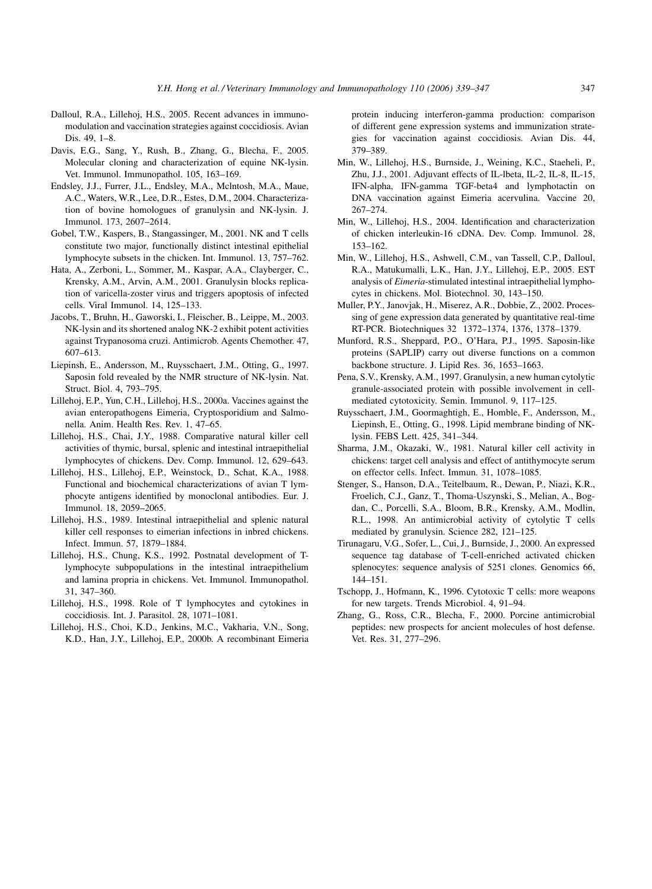Dalloul, R.A., Lillehoj, H.S., 2005. Recent advances in immunomodulation and vaccination strategies against coccidiosis. Avian Dis. 49, 1–8.

Davis, E.G., Sang, Y., Rush, B., Zhang, G., Blecha, F., 2005. Molecular cloning and characterization of equine NK-lysin. Vet. Immunol. Immunopathol. 105, 163–169.

Endsley, J.J., Furrer, J.L., Endsley, M.A., Mclntosh, M.A., Maue, A.C., Waters, W.R., Lee, D.R., Estes, D.M., 2004. Characterization of bovine homologues of granulysin and NK-lysin. J. Immunol. 173, 2607–2614.

Gobel, T.W., Kaspers, B., Stangassinger, M., 2001. NK and T cells constitute two major, functionally distinct intestinal epithelial lymphocyte subsets in the chicken. Int. Immunol. 13, 757–762.

Hata, A., Zerboni, L., Sommer, M., Kaspar, A.A., Clayberger, C., Krensky, A.M., Arvin, A.M., 2001. Granulysin blocks replication of varicella-zoster virus and triggers apoptosis of infected cells. Viral Immunol. 14, 125–133.

Jacobs, T., Bruhn, H., Gaworski, I., Fleischer, B., Leippe, M., 2003. NK-lysin and its shortened analog NK-2 exhibit potent activities against Trypanosoma cruzi. Antimicrob. Agents Chemother. 47, 607–613.

Liepinsh, E., Andersson, M., Ruysschaert, J.M., Otting, G., 1997. Saposin fold revealed by the NMR structure of NK-lysin. Nat. Struct. Biol. 4, 793–795.

Lillehoj, E.P., Yun, C.H., Lillehoj, H.S., 2000a. Vaccines against the avian enteropathogens Eimeria, Cryptosporidium and Salmonella. Anim. Health Res. Rev. 1, 47–65.

Lillehoj, H.S., Chai, J.Y., 1988. Comparative natural killer cell activities of thymic, bursal, splenic and intestinal intraepithelial lymphocytes of chickens. Dev. Comp. Immunol. 12, 629–643.

Lillehoj, H.S., Lillehoj, E.P., Weinstock, D., Schat, K.A., 1988. Functional and biochemical characterizations of avian T lymphocyte antigens identified by monoclonal antibodies. Eur. J. Immunol. 18, 2059–2065.

Lillehoj, H.S., 1989. Intestinal intraepithelial and splenic natural killer cell responses to eimerian infections in inbred chickens. Infect. Immun. 57, 1879–1884.

Lillehoj, H.S., Chung, K.S., 1992. Postnatal development of T-lymphocyte subpopulations in the intestinal intraepithelium and lamina propria in chickens. Vet. Immunol. Immunopathol. 31, 347–360.

Lillehoj, H.S., 1998. Role of T lymphocytes and cytokines in coccidiosis. Int. J. Parasitol. 28, 1071–1081.

Lillehoj, H.S., Choi, K.D., Jenkins, M.C., Vakharia, V.N., Song, K.D., Han, J.Y., Lillehoj, E.P., 2000b. A recombinant Eimeria protein inducing interferon-gamma production: comparison of different gene expression systems and immunization strategies for vaccination against coccidiosis. Avian Dis. 44, 379–389.

Min, W., Lillehoj, H.S., Burnside, J., Weining, K.C., Staeheli, P., Zhu, J.J., 2001. Adjuvant effects of IL-lbeta, IL-2, IL-8, IL-15, IFN-alpha, IFN-gamma TGF-beta4 and lymphotactin on DNA vaccination against Eimeria acervulina. Vaccine 20, 267–274.

Min, W., Lillehoj, H.S., 2004. Identification and characterization of chicken interleukin-16 cDNA. Dev. Comp. Immunol. 28, 153–162.

Min, W., Lillehoj, H.S., Ashwell, C.M., van Tassell, C.P., Dalloul, R.A., Matukumalli, L.K., Han, J.Y., Lillehoj, E.P., 2005. EST analysis of *Eimeria*-stimulated intestinal intraepithelial lymphocytes in chickens. Mol. Biotechnol. 30, 143–150.

Muller, P.Y., Janovjak, H., Miserez, A.R., Dobbie, Z., 2002. Processing of gene expression data generated by quantitative real-time RT-PCR. Biotechniques 32 1372–1374, 1376, 1378–1379.

Munford, R.S., Sheppard, P.O., O'Hara, P.J., 1995. Saposin-like proteins (SAPLIP) carry out diverse functions on a common backbone structure. J. Lipid Res. 36, 1653–1663.

Pena, S.V., Krensky, A.M., 1997. Granulysin, a new human cytolytic granule-associated protein with possible involvement in cell-mediated cytotoxicity. Semin. Immunol. 9, 117–125.

Ruysschaert, J.M., Goormaghtigh, E., Homble, F., Andersson, M., Liepinsh, E., Otting, G., 1998. Lipid membrane binding of NK-lysin. FEBS Lett. 425, 341–344.

Sharma, J.M., Okazaki, W., 1981. Natural killer cell activity in chickens: target cell analysis and effect of antithymocyte serum on effector cells. Infect. Immun. 31, 1078–1085.

Stenger, S., Hanson, D.A., Teitelbaum, R., Dewan, P., Niazi, K.R., Froelich, C.J., Ganz, T., Thoma-Uszynski, S., Melian, A., Bogdan, C., Porcelli, S.A., Bloom, B.R., Krensky, A.M., Modlin, R.L., 1998. An antimicrobial activity of cytolytic T cells mediated by granulysin. Science 282, 121–125.

Tirunagaru, V.G., Sofer, L., Cui, J., Burnside, J., 2000. An expressed sequence tag database of T-cell-enriched activated chicken splenocytes: sequence analysis of 5251 clones. Genomics 66, 144–151.

Tschopp, J., Hofmann, K., 1996. Cytotoxic T cells: more weapons for new targets. Trends Microbiol. 4, 91–94.

Zhang, G., Ross, C.R., Blecha, F., 2000. Porcine antimicrobial peptides: new prospects for ancient molecules of host defense. Vet. Res. 31, 277–296.